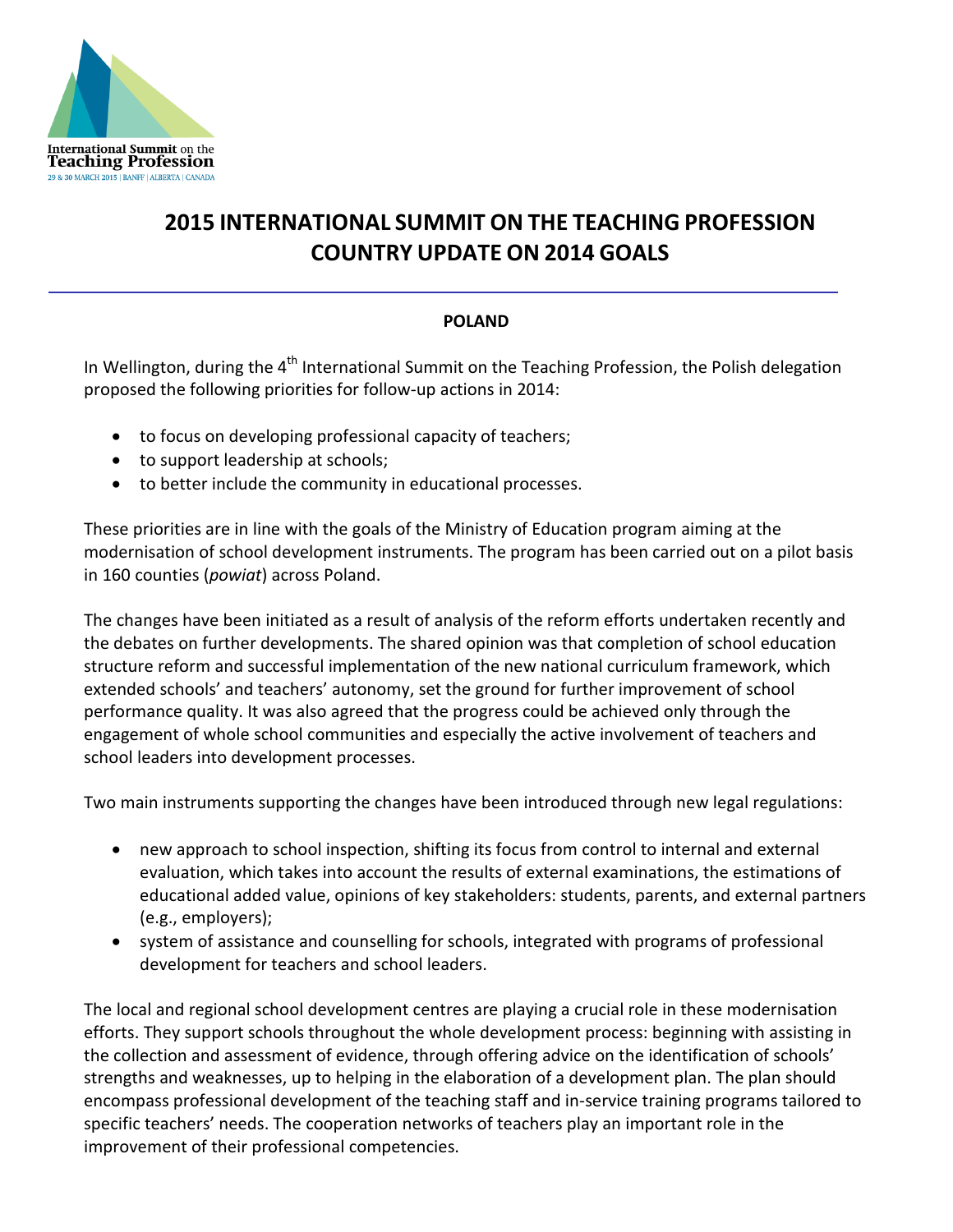# 2015 INTERNATIONAL SUMMIT ON THE TEACHING PROFESSION COUNTRY UPDATE ON 2014 GOALS

## POLAND

In Wellington, during the 4th International Summit on the Teaching Profession, the Polish delegation proposed the following priorities for follow-up actions in 2014:

- to focus on developing professional capacity of teachers;
- to support leadership at schools;
- to better include the community in educational processes.

These priorities are in line with the goals of the Ministry of Education program aiming at the modernisation of school development instruments. The program has been carried out on a pilot basis in 160 counties (*powiat*) across Poland.

The changes have been initiated as a result of analysis of the reform efforts undertaken recently and the debates on further developments. The shared opinion was that completion of school education structure reform and successful implementation of the new national curriculum framework, which extended schools' and teachers' autonomy, set the ground for further improvement of school performance quality. It was also agreed that the progress could be achieved only through the engagement of whole school communities and especially the active involvement of teachers and school leaders into development processes.

Two main instruments supporting the changes have been introduced through new legal regulations:

- new approach to school inspection, shifting its focus from control to internal and external evaluation, which takes into account the results of external examinations, the estimations of educational added value, opinions of key stakeholders: students, parents, and external partners (e.g., employers);
- system of assistance and counselling for schools, integrated with programs of professional development for teachers and school leaders.

The local and regional school development centres are playing a crucial role in these modernisation efforts. They support schools throughout the whole development process: beginning with assisting in the collection and assessment of evidence, through offering advice on the identification of schools' strengths and weaknesses, up to helping in the elaboration of a development plan. The plan should encompass professional development of the teaching staff and in-service training programs tailored to specific teachers' needs. The cooperation networks of teachers play an important role in the improvement of their professional competencies.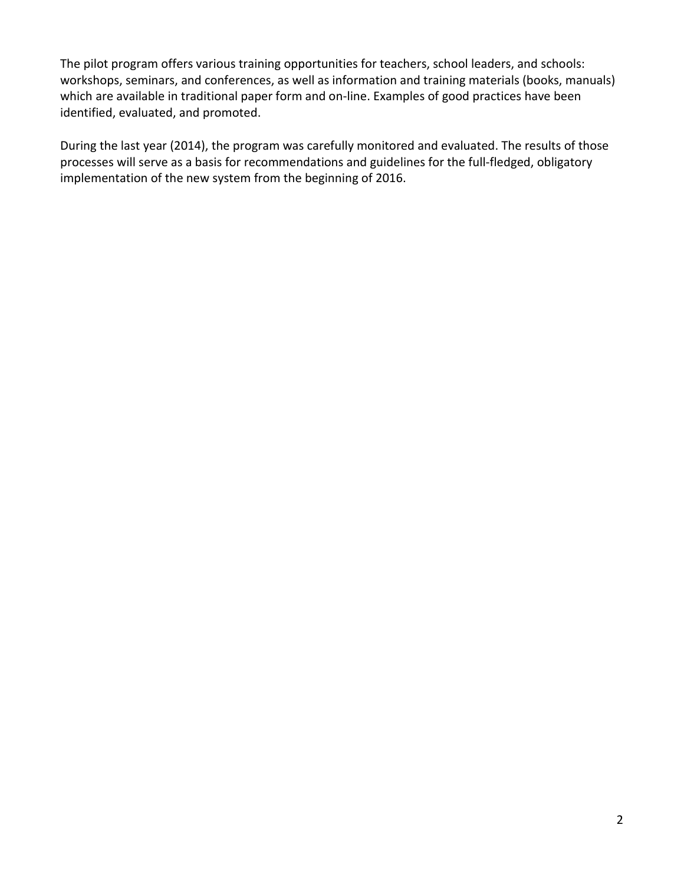The pilot program offers various training opportunities for teachers, school leaders, and schools: workshops, seminars, and conferences, as well as information and training materials (books, manuals) which are available in traditional paper form and on-line. Examples of good practices have been identified, evaluated, and promoted.

During the last year (2014), the program was carefully monitored and evaluated. The results of those processes will serve as a basis for recommendations and guidelines for the full-fledged, obligatory implementation of the new system from the beginning of 2016.